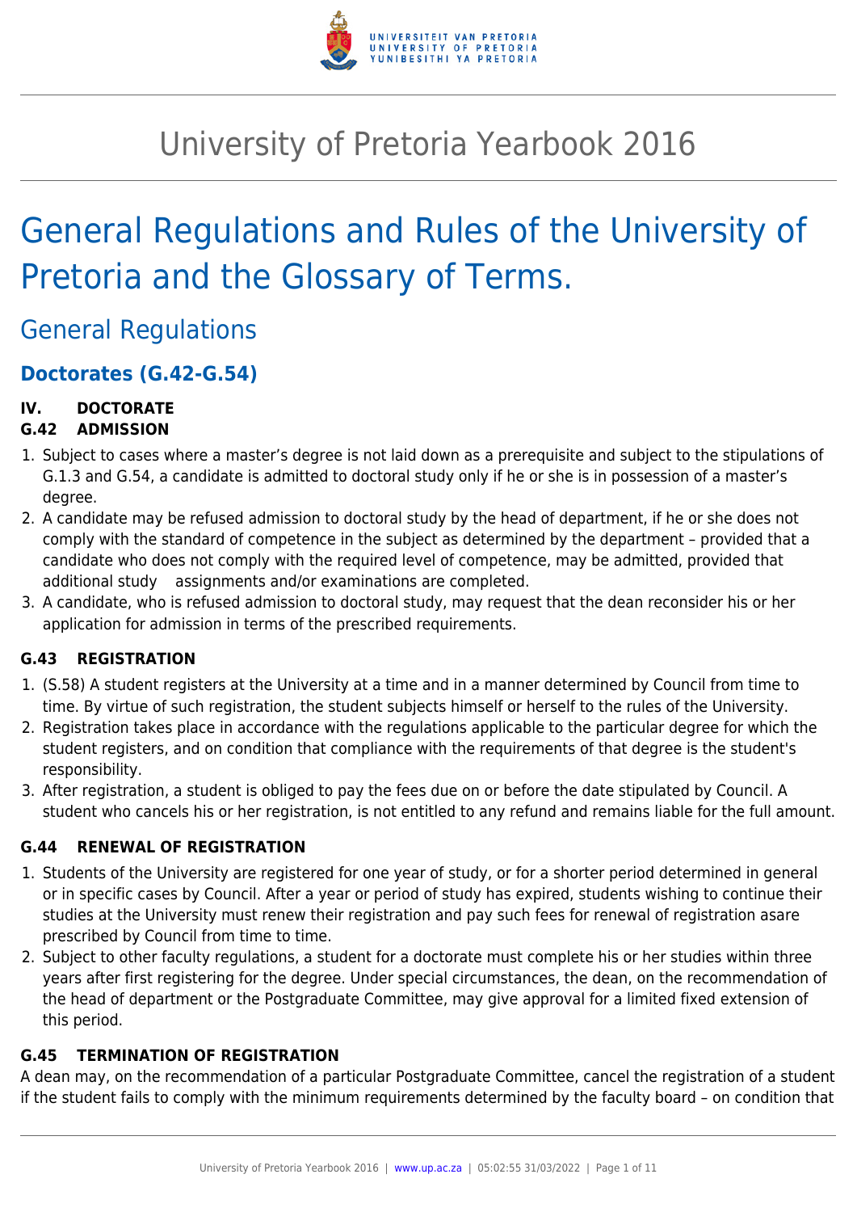# University of Pretoria Yearbook 2016

# General Regulations and Rules of the University of Pretoria and the Glossary of Terms.

## General Regulations

### Doctorates (G.42-G.54)

**IV. DOCTORATE**
**G.42 ADMISSION**

1. Subject to cases where a master's degree is not laid down as a prerequisite and subject to the stipulations of G.1.3 and G.54, a candidate is admitted to doctoral study only if he or she is in possession of a master's degree.
2. A candidate may be refused admission to doctoral study by the head of department, if he or she does not comply with the standard of competence in the subject as determined by the department – provided that a candidate who does not comply with the required level of competence, may be admitted, provided that additional study assignments and/or examinations are completed.
3. A candidate, who is refused admission to doctoral study, may request that the dean reconsider his or her application for admission in terms of the prescribed requirements.

**G.43 REGISTRATION**

1. (S.58) A student registers at the University at a time and in a manner determined by Council from time to time. By virtue of such registration, the student subjects himself or herself to the rules of the University.
2. Registration takes place in accordance with the regulations applicable to the particular degree for which the student registers, and on condition that compliance with the requirements of that degree is the student's responsibility.
3. After registration, a student is obliged to pay the fees due on or before the date stipulated by Council. A student who cancels his or her registration, is not entitled to any refund and remains liable for the full amount.

**G.44 RENEWAL OF REGISTRATION**

1. Students of the University are registered for one year of study, or for a shorter period determined in general or in specific cases by Council. After a year or period of study has expired, students wishing to continue their studies at the University must renew their registration and pay such fees for renewal of registration asare prescribed by Council from time to time.
2. Subject to other faculty regulations, a student for a doctorate must complete his or her studies within three years after first registering for the degree. Under special circumstances, the dean, on the recommendation of the head of department or the Postgraduate Committee, may give approval for a limited fixed extension of this period.

**G.45 TERMINATION OF REGISTRATION**

A dean may, on the recommendation of a particular Postgraduate Committee, cancel the registration of a student if the student fails to comply with the minimum requirements determined by the faculty board – on condition that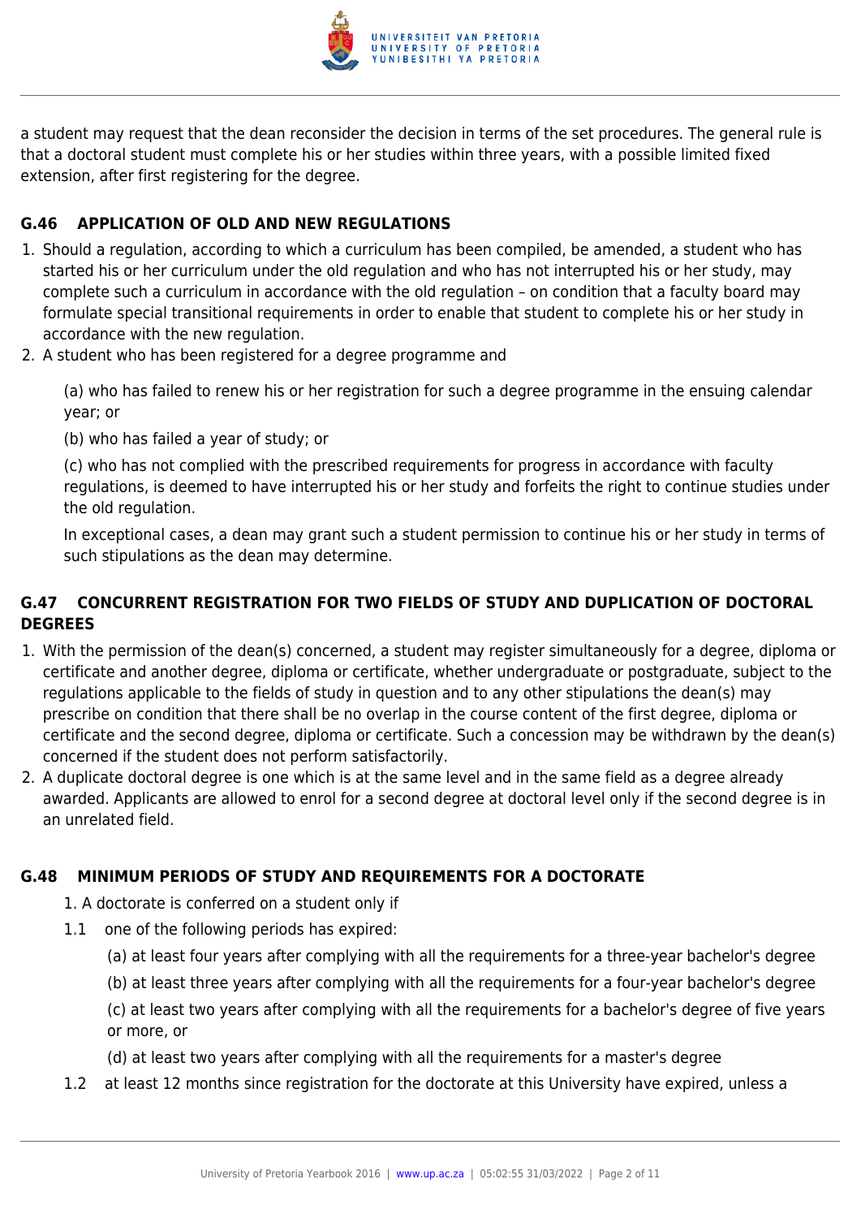a student may request that the dean reconsider the decision in terms of the set procedures. The general rule is that a doctoral student must complete his or her studies within three years, with a possible limited fixed extension, after first registering for the degree.

### G.46 APPLICATION OF OLD AND NEW REGULATIONS

1. Should a regulation, according to which a curriculum has been compiled, be amended, a student who has started his or her curriculum under the old regulation and who has not interrupted his or her study, may complete such a curriculum in accordance with the old regulation – on condition that a faculty board may formulate special transitional requirements in order to enable that student to complete his or her study in accordance with the new regulation.
2. A student who has been registered for a degree programme and

   (a) who has failed to renew his or her registration for such a degree programme in the ensuing calendar year; or

   (b) who has failed a year of study; or

   (c) who has not complied with the prescribed requirements for progress in accordance with faculty regulations, is deemed to have interrupted his or her study and forfeits the right to continue studies under the old regulation.

   In exceptional cases, a dean may grant such a student permission to continue his or her study in terms of such stipulations as the dean may determine.

### G.47 CONCURRENT REGISTRATION FOR TWO FIELDS OF STUDY AND DUPLICATION OF DOCTORAL DEGREES

1. With the permission of the dean(s) concerned, a student may register simultaneously for a degree, diploma or certificate and another degree, diploma or certificate, whether undergraduate or postgraduate, subject to the regulations applicable to the fields of study in question and to any other stipulations the dean(s) may prescribe on condition that there shall be no overlap in the course content of the first degree, diploma or certificate and the second degree, diploma or certificate. Such a concession may be withdrawn by the dean(s) concerned if the student does not perform satisfactorily.
2. A duplicate doctoral degree is one which is at the same level and in the same field as a degree already awarded. Applicants are allowed to enrol for a second degree at doctoral level only if the second degree is in an unrelated field.

### G.48 MINIMUM PERIODS OF STUDY AND REQUIREMENTS FOR A DOCTORATE

1. A doctorate is conferred on a student only if

1.1 one of the following periods has expired:

   (a) at least four years after complying with all the requirements for a three-year bachelor's degree

   (b) at least three years after complying with all the requirements for a four-year bachelor's degree

   (c) at least two years after complying with all the requirements for a bachelor's degree of five years or more, or

   (d) at least two years after complying with all the requirements for a master's degree

1.2 at least 12 months since registration for the doctorate at this University have expired, unless a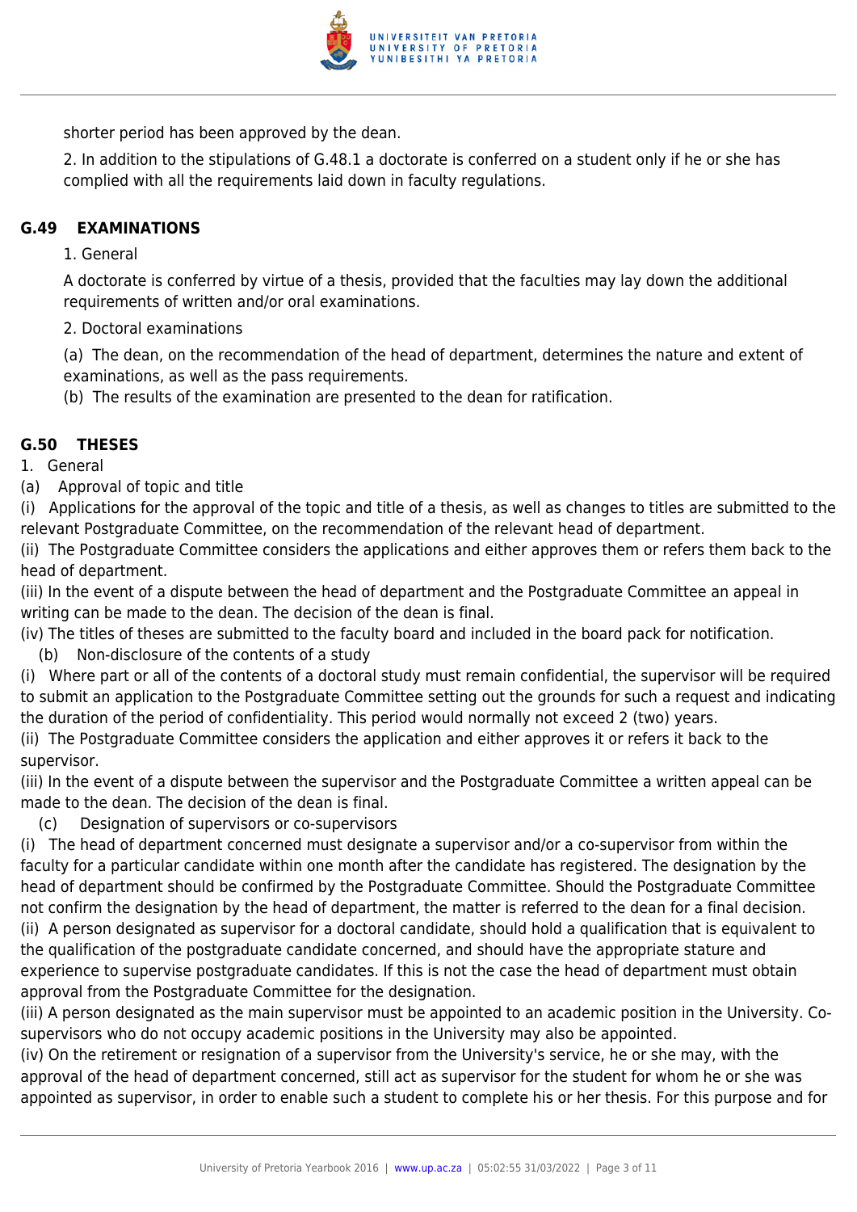shorter period has been approved by the dean.

2. In addition to the stipulations of G.48.1 a doctorate is conferred on a student only if he or she has complied with all the requirements laid down in faculty regulations.

## G.49 EXAMINATIONS

1. General

A doctorate is conferred by virtue of a thesis, provided that the faculties may lay down the additional requirements of written and/or oral examinations.

2. Doctoral examinations

(a) The dean, on the recommendation of the head of department, determines the nature and extent of examinations, as well as the pass requirements.

(b) The results of the examination are presented to the dean for ratification.

## G.50 THESES

1. General

(a) Approval of topic and title

(i) Applications for the approval of the topic and title of a thesis, as well as changes to titles are submitted to the relevant Postgraduate Committee, on the recommendation of the relevant head of department.

(ii) The Postgraduate Committee considers the applications and either approves them or refers them back to the head of department.

(iii) In the event of a dispute between the head of department and the Postgraduate Committee an appeal in writing can be made to the dean. The decision of the dean is final.

(iv) The titles of theses are submitted to the faculty board and included in the board pack for notification.

(b) Non-disclosure of the contents of a study

(i) Where part or all of the contents of a doctoral study must remain confidential, the supervisor will be required to submit an application to the Postgraduate Committee setting out the grounds for such a request and indicating the duration of the period of confidentiality. This period would normally not exceed 2 (two) years.

(ii) The Postgraduate Committee considers the application and either approves it or refers it back to the supervisor.

(iii) In the event of a dispute between the supervisor and the Postgraduate Committee a written appeal can be made to the dean. The decision of the dean is final.

(c) Designation of supervisors or co-supervisors

(i) The head of department concerned must designate a supervisor and/or a co-supervisor from within the faculty for a particular candidate within one month after the candidate has registered. The designation by the head of department should be confirmed by the Postgraduate Committee. Should the Postgraduate Committee not confirm the designation by the head of department, the matter is referred to the dean for a final decision.

(ii) A person designated as supervisor for a doctoral candidate, should hold a qualification that is equivalent to the qualification of the postgraduate candidate concerned, and should have the appropriate stature and experience to supervise postgraduate candidates. If this is not the case the head of department must obtain approval from the Postgraduate Committee for the designation.

(iii) A person designated as the main supervisor must be appointed to an academic position in the University. Co-supervisors who do not occupy academic positions in the University may also be appointed.

(iv) On the retirement or resignation of a supervisor from the University's service, he or she may, with the approval of the head of department concerned, still act as supervisor for the student for whom he or she was appointed as supervisor, in order to enable such a student to complete his or her thesis. For this purpose and for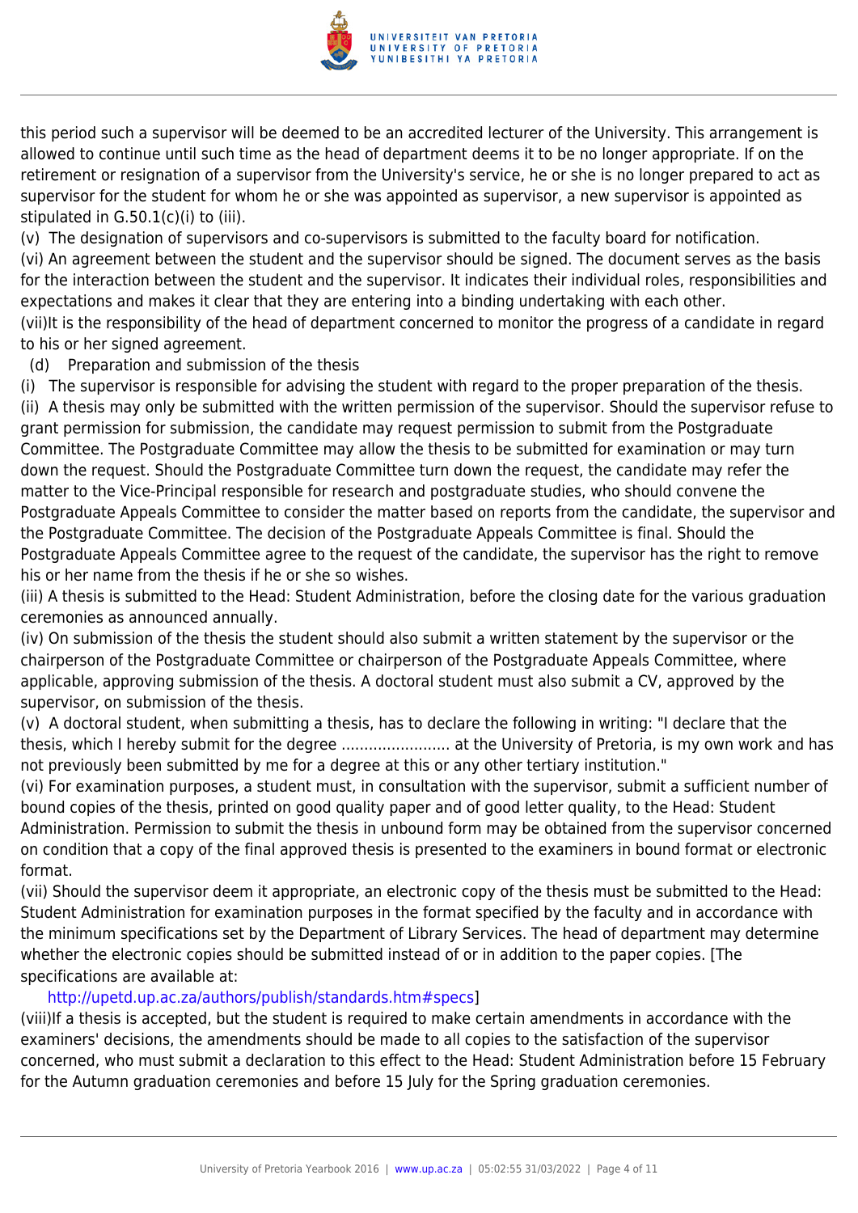this period such a supervisor will be deemed to be an accredited lecturer of the University. This arrangement is allowed to continue until such time as the head of department deems it to be no longer appropriate. If on the retirement or resignation of a supervisor from the University's service, he or she is no longer prepared to act as supervisor for the student for whom he or she was appointed as supervisor, a new supervisor is appointed as stipulated in G.50.1(c)(i) to (iii).

(v) The designation of supervisors and co-supervisors is submitted to the faculty board for notification.

(vi) An agreement between the student and the supervisor should be signed. The document serves as the basis for the interaction between the student and the supervisor. It indicates their individual roles, responsibilities and expectations and makes it clear that they are entering into a binding undertaking with each other.

(vii)It is the responsibility of the head of department concerned to monitor the progress of a candidate in regard to his or her signed agreement.

(d) Preparation and submission of the thesis

(i) The supervisor is responsible for advising the student with regard to the proper preparation of the thesis.

(ii) A thesis may only be submitted with the written permission of the supervisor. Should the supervisor refuse to grant permission for submission, the candidate may request permission to submit from the Postgraduate Committee. The Postgraduate Committee may allow the thesis to be submitted for examination or may turn down the request. Should the Postgraduate Committee turn down the request, the candidate may refer the matter to the Vice-Principal responsible for research and postgraduate studies, who should convene the Postgraduate Appeals Committee to consider the matter based on reports from the candidate, the supervisor and the Postgraduate Committee. The decision of the Postgraduate Appeals Committee is final. Should the Postgraduate Appeals Committee agree to the request of the candidate, the supervisor has the right to remove his or her name from the thesis if he or she so wishes.

(iii) A thesis is submitted to the Head: Student Administration, before the closing date for the various graduation ceremonies as announced annually.

(iv) On submission of the thesis the student should also submit a written statement by the supervisor or the chairperson of the Postgraduate Committee or chairperson of the Postgraduate Appeals Committee, where applicable, approving submission of the thesis. A doctoral student must also submit a CV, approved by the supervisor, on submission of the thesis.

(v) A doctoral student, when submitting a thesis, has to declare the following in writing: "I declare that the thesis, which I hereby submit for the degree ........................ at the University of Pretoria, is my own work and has not previously been submitted by me for a degree at this or any other tertiary institution."

(vi) For examination purposes, a student must, in consultation with the supervisor, submit a sufficient number of bound copies of the thesis, printed on good quality paper and of good letter quality, to the Head: Student Administration. Permission to submit the thesis in unbound form may be obtained from the supervisor concerned on condition that a copy of the final approved thesis is presented to the examiners in bound format or electronic format.

(vii) Should the supervisor deem it appropriate, an electronic copy of the thesis must be submitted to the Head: Student Administration for examination purposes in the format specified by the faculty and in accordance with the minimum specifications set by the Department of Library Services. The head of department may determine whether the electronic copies should be submitted instead of or in addition to the paper copies. [The specifications are available at:
http://upetd.up.ac.za/authors/publish/standards.htm#specs]

(viii)If a thesis is accepted, but the student is required to make certain amendments in accordance with the examiners' decisions, the amendments should be made to all copies to the satisfaction of the supervisor concerned, who must submit a declaration to this effect to the Head: Student Administration before 15 February for the Autumn graduation ceremonies and before 15 July for the Spring graduation ceremonies.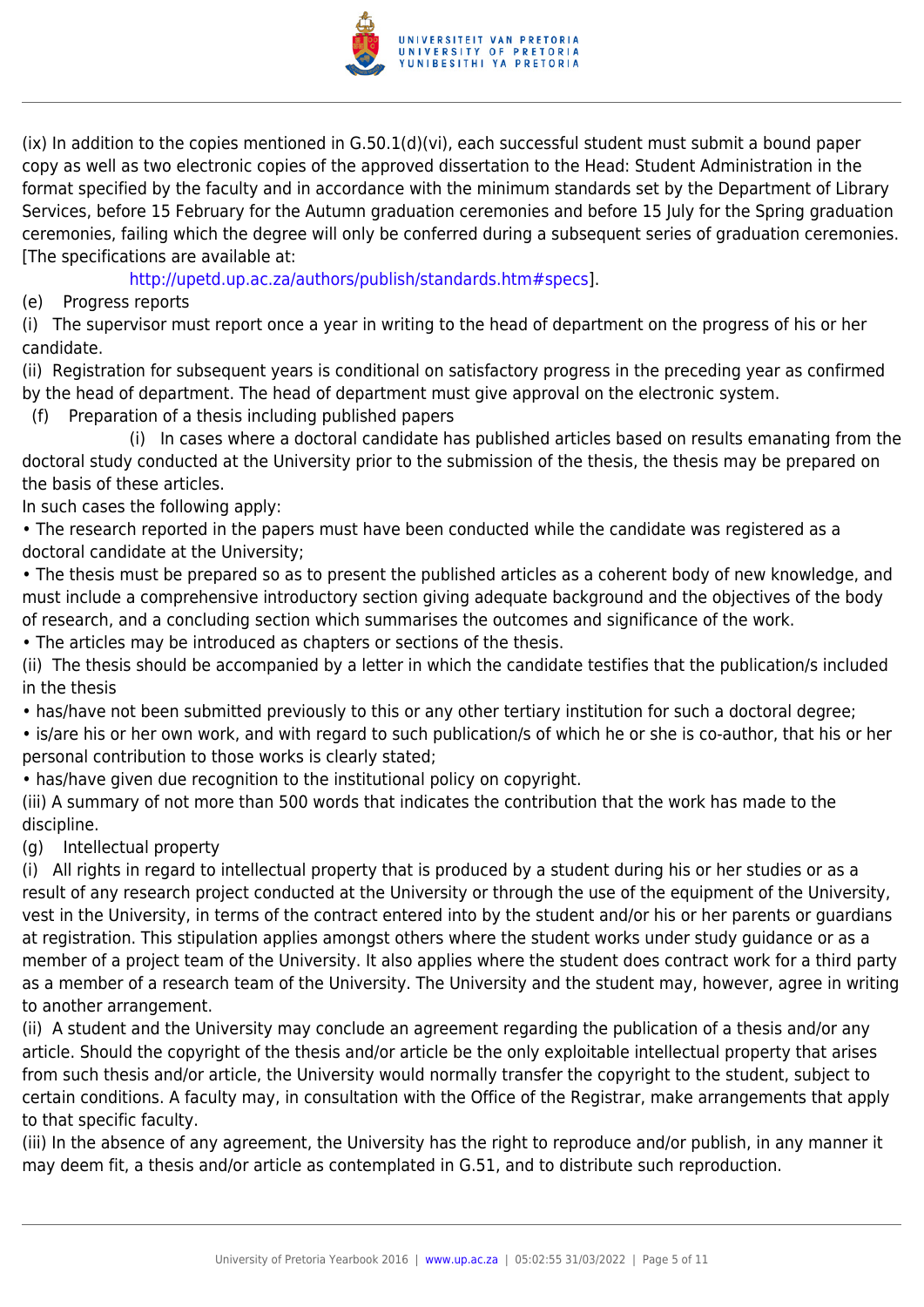(ix) In addition to the copies mentioned in G.50.1(d)(vi), each successful student must submit a bound paper copy as well as two electronic copies of the approved dissertation to the Head: Student Administration in the format specified by the faculty and in accordance with the minimum standards set by the Department of Library Services, before 15 February for the Autumn graduation ceremonies and before 15 July for the Spring graduation ceremonies, failing which the degree will only be conferred during a subsequent series of graduation ceremonies. [The specifications are available at:

http://upetd.up.ac.za/authors/publish/standards.htm#specs].

(e) Progress reports

(i) The supervisor must report once a year in writing to the head of department on the progress of his or her candidate.

(ii) Registration for subsequent years is conditional on satisfactory progress in the preceding year as confirmed by the head of department. The head of department must give approval on the electronic system.

(f) Preparation of a thesis including published papers

(i) In cases where a doctoral candidate has published articles based on results emanating from the doctoral study conducted at the University prior to the submission of the thesis, the thesis may be prepared on the basis of these articles.

In such cases the following apply:

- The research reported in the papers must have been conducted while the candidate was registered as a doctoral candidate at the University;
- The thesis must be prepared so as to present the published articles as a coherent body of new knowledge, and must include a comprehensive introductory section giving adequate background and the objectives of the body of research, and a concluding section which summarises the outcomes and significance of the work.
- The articles may be introduced as chapters or sections of the thesis.

(ii) The thesis should be accompanied by a letter in which the candidate testifies that the publication/s included in the thesis

- has/have not been submitted previously to this or any other tertiary institution for such a doctoral degree;
- is/are his or her own work, and with regard to such publication/s of which he or she is co-author, that his or her personal contribution to those works is clearly stated;
- has/have given due recognition to the institutional policy on copyright.

(iii) A summary of not more than 500 words that indicates the contribution that the work has made to the discipline.

(g) Intellectual property

(i) All rights in regard to intellectual property that is produced by a student during his or her studies or as a result of any research project conducted at the University or through the use of the equipment of the University, vest in the University, in terms of the contract entered into by the student and/or his or her parents or guardians at registration. This stipulation applies amongst others where the student works under study guidance or as a member of a project team of the University. It also applies where the student does contract work for a third party as a member of a research team of the University. The University and the student may, however, agree in writing to another arrangement.

(ii) A student and the University may conclude an agreement regarding the publication of a thesis and/or any article. Should the copyright of the thesis and/or article be the only exploitable intellectual property that arises from such thesis and/or article, the University would normally transfer the copyright to the student, subject to certain conditions. A faculty may, in consultation with the Office of the Registrar, make arrangements that apply to that specific faculty.

(iii) In the absence of any agreement, the University has the right to reproduce and/or publish, in any manner it may deem fit, a thesis and/or article as contemplated in G.51, and to distribute such reproduction.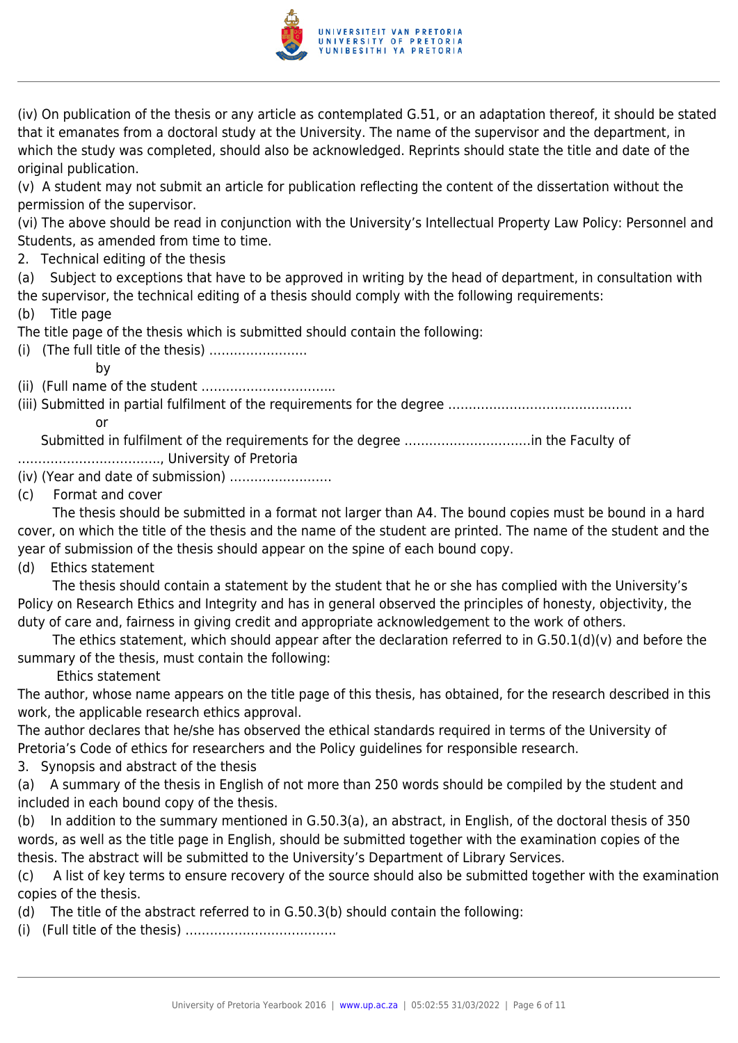(iv) On publication of the thesis or any article as contemplated G.51, or an adaptation thereof, it should be stated that it emanates from a doctoral study at the University. The name of the supervisor and the department, in which the study was completed, should also be acknowledged. Reprints should state the title and date of the original publication.

(v) A student may not submit an article for publication reflecting the content of the dissertation without the permission of the supervisor.

(vi) The above should be read in conjunction with the University's Intellectual Property Law Policy: Personnel and Students, as amended from time to time.

2. Technical editing of the thesis

(a) Subject to exceptions that have to be approved in writing by the head of department, in consultation with the supervisor, the technical editing of a thesis should comply with the following requirements:

(b) Title page

The title page of the thesis which is submitted should contain the following:

(i) (The full title of the thesis) ……………………

by

(ii) (Full name of the student ……………………………

(iii) Submitted in partial fulfilment of the requirements for the degree ………………………………………

or

Submitted in fulfilment of the requirements for the degree …………………………in the Faculty of ………………………………, University of Pretoria

(iv) (Year and date of submission) ……………………

(c) Format and cover

The thesis should be submitted in a format not larger than A4. The bound copies must be bound in a hard cover, on which the title of the thesis and the name of the student are printed. The name of the student and the year of submission of the thesis should appear on the spine of each bound copy.

(d) Ethics statement

The thesis should contain a statement by the student that he or she has complied with the University's Policy on Research Ethics and Integrity and has in general observed the principles of honesty, objectivity, the duty of care and, fairness in giving credit and appropriate acknowledgement to the work of others.

The ethics statement, which should appear after the declaration referred to in G.50.1(d)(v) and before the summary of the thesis, must contain the following:

Ethics statement

The author, whose name appears on the title page of this thesis, has obtained, for the research described in this work, the applicable research ethics approval.

The author declares that he/she has observed the ethical standards required in terms of the University of Pretoria's Code of ethics for researchers and the Policy guidelines for responsible research.

3. Synopsis and abstract of the thesis

(a) A summary of the thesis in English of not more than 250 words should be compiled by the student and included in each bound copy of the thesis.

(b) In addition to the summary mentioned in G.50.3(a), an abstract, in English, of the doctoral thesis of 350 words, as well as the title page in English, should be submitted together with the examination copies of the thesis. The abstract will be submitted to the University's Department of Library Services.

(c) A list of key terms to ensure recovery of the source should also be submitted together with the examination copies of the thesis.

(d) The title of the abstract referred to in G.50.3(b) should contain the following:

(i) (Full title of the thesis) ………………………………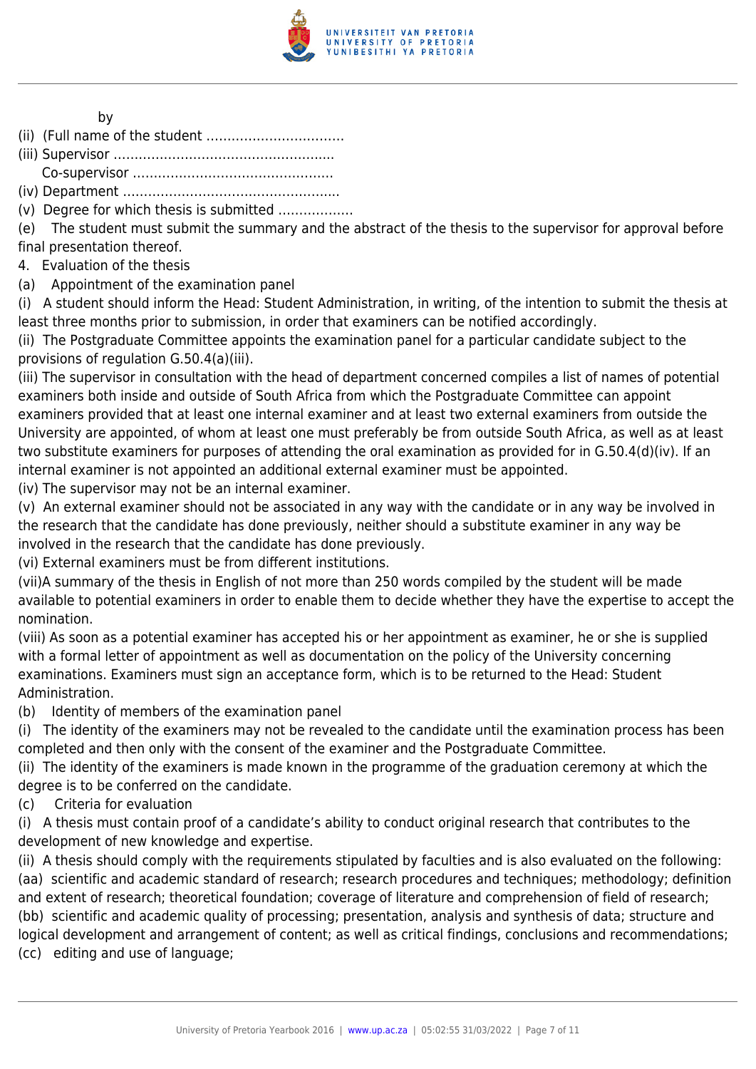by

(ii) (Full name of the student ..................................

(iii) Supervisor ....................................................

Co-supervisor ...............................................

(iv) Department ...................................................

(v) Degree for which thesis is submitted ..................

(e) The student must submit the summary and the abstract of the thesis to the supervisor for approval before final presentation thereof.

4. Evaluation of the thesis

(a) Appointment of the examination panel

(i) A student should inform the Head: Student Administration, in writing, of the intention to submit the thesis at least three months prior to submission, in order that examiners can be notified accordingly.

(ii) The Postgraduate Committee appoints the examination panel for a particular candidate subject to the provisions of regulation G.50.4(a)(iii).

(iii) The supervisor in consultation with the head of department concerned compiles a list of names of potential examiners both inside and outside of South Africa from which the Postgraduate Committee can appoint examiners provided that at least one internal examiner and at least two external examiners from outside the University are appointed, of whom at least one must preferably be from outside South Africa, as well as at least two substitute examiners for purposes of attending the oral examination as provided for in G.50.4(d)(iv). If an internal examiner is not appointed an additional external examiner must be appointed.

(iv) The supervisor may not be an internal examiner.

(v) An external examiner should not be associated in any way with the candidate or in any way be involved in the research that the candidate has done previously, neither should a substitute examiner in any way be involved in the research that the candidate has done previously.

(vi) External examiners must be from different institutions.

(vii)A summary of the thesis in English of not more than 250 words compiled by the student will be made available to potential examiners in order to enable them to decide whether they have the expertise to accept the nomination.

(viii) As soon as a potential examiner has accepted his or her appointment as examiner, he or she is supplied with a formal letter of appointment as well as documentation on the policy of the University concerning examinations. Examiners must sign an acceptance form, which is to be returned to the Head: Student Administration.

(b) Identity of members of the examination panel

(i) The identity of the examiners may not be revealed to the candidate until the examination process has been completed and then only with the consent of the examiner and the Postgraduate Committee.

(ii) The identity of the examiners is made known in the programme of the graduation ceremony at which the degree is to be conferred on the candidate.

(c) Criteria for evaluation

(i) A thesis must contain proof of a candidate's ability to conduct original research that contributes to the development of new knowledge and expertise.

(ii) A thesis should comply with the requirements stipulated by faculties and is also evaluated on the following:

(aa) scientific and academic standard of research; research procedures and techniques; methodology; definition and extent of research; theoretical foundation; coverage of literature and comprehension of field of research;

(bb) scientific and academic quality of processing; presentation, analysis and synthesis of data; structure and logical development and arrangement of content; as well as critical findings, conclusions and recommendations;

(cc) editing and use of language;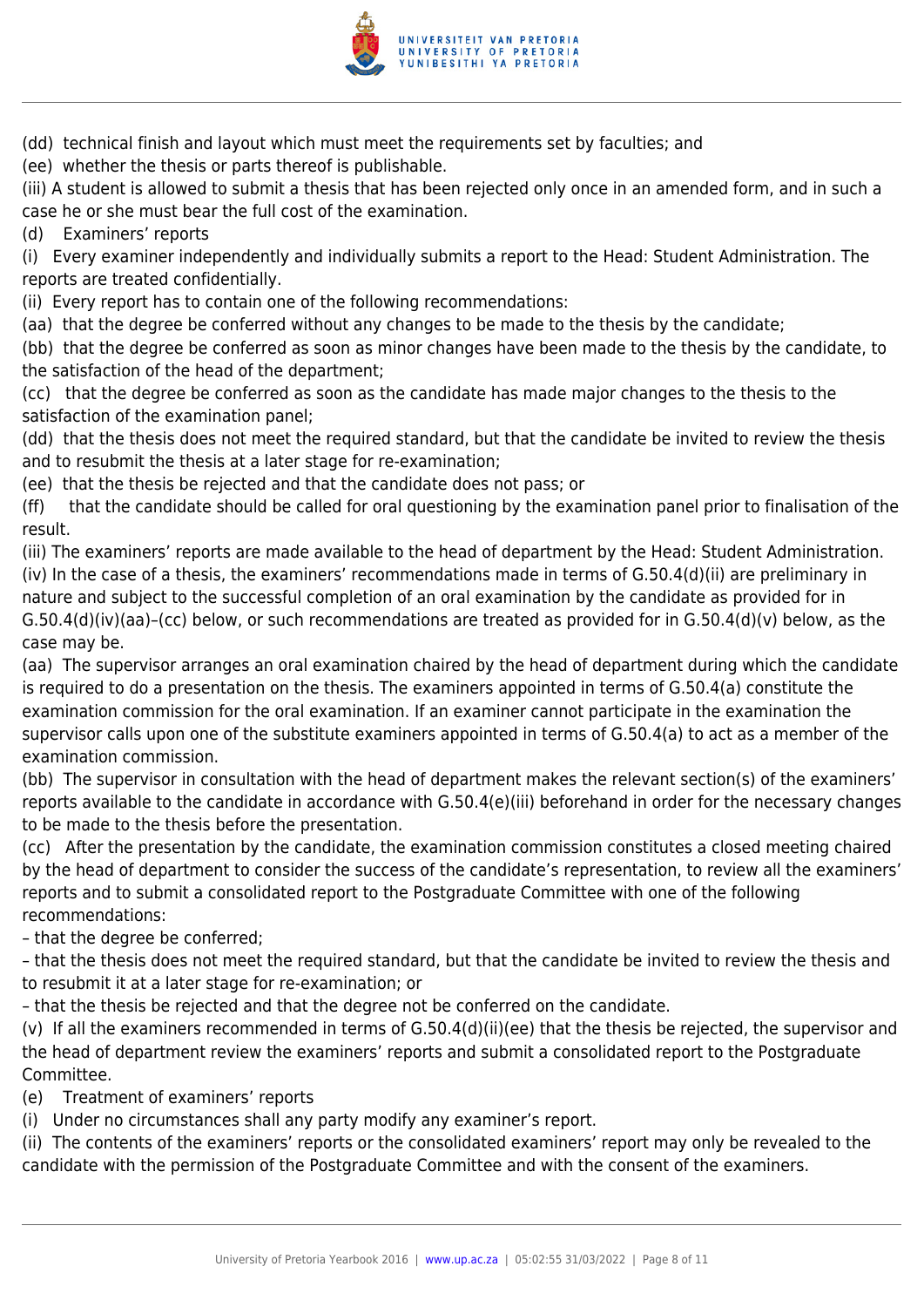(dd) technical finish and layout which must meet the requirements set by faculties; and

(ee) whether the thesis or parts thereof is publishable.

(iii) A student is allowed to submit a thesis that has been rejected only once in an amended form, and in such a case he or she must bear the full cost of the examination.

(d) Examiners' reports

(i) Every examiner independently and individually submits a report to the Head: Student Administration. The reports are treated confidentially.

(ii) Every report has to contain one of the following recommendations:

(aa) that the degree be conferred without any changes to be made to the thesis by the candidate;

(bb) that the degree be conferred as soon as minor changes have been made to the thesis by the candidate, to the satisfaction of the head of the department;

(cc) that the degree be conferred as soon as the candidate has made major changes to the thesis to the satisfaction of the examination panel;

(dd) that the thesis does not meet the required standard, but that the candidate be invited to review the thesis and to resubmit the thesis at a later stage for re-examination;

(ee) that the thesis be rejected and that the candidate does not pass; or

(ff) that the candidate should be called for oral questioning by the examination panel prior to finalisation of the result.

(iii) The examiners' reports are made available to the head of department by the Head: Student Administration.

(iv) In the case of a thesis, the examiners' recommendations made in terms of G.50.4(d)(ii) are preliminary in nature and subject to the successful completion of an oral examination by the candidate as provided for in G.50.4(d)(iv)(aa)–(cc) below, or such recommendations are treated as provided for in G.50.4(d)(v) below, as the case may be.

(aa) The supervisor arranges an oral examination chaired by the head of department during which the candidate is required to do a presentation on the thesis. The examiners appointed in terms of G.50.4(a) constitute the examination commission for the oral examination. If an examiner cannot participate in the examination the supervisor calls upon one of the substitute examiners appointed in terms of G.50.4(a) to act as a member of the examination commission.

(bb) The supervisor in consultation with the head of department makes the relevant section(s) of the examiners' reports available to the candidate in accordance with G.50.4(e)(iii) beforehand in order for the necessary changes to be made to the thesis before the presentation.

(cc) After the presentation by the candidate, the examination commission constitutes a closed meeting chaired by the head of department to consider the success of the candidate's representation, to review all the examiners' reports and to submit a consolidated report to the Postgraduate Committee with one of the following recommendations:

– that the degree be conferred;

– that the thesis does not meet the required standard, but that the candidate be invited to review the thesis and to resubmit it at a later stage for re-examination; or

– that the thesis be rejected and that the degree not be conferred on the candidate.

(v) If all the examiners recommended in terms of G.50.4(d)(ii)(ee) that the thesis be rejected, the supervisor and the head of department review the examiners' reports and submit a consolidated report to the Postgraduate Committee.

(e) Treatment of examiners' reports

(i) Under no circumstances shall any party modify any examiner's report.

(ii) The contents of the examiners' reports or the consolidated examiners' report may only be revealed to the candidate with the permission of the Postgraduate Committee and with the consent of the examiners.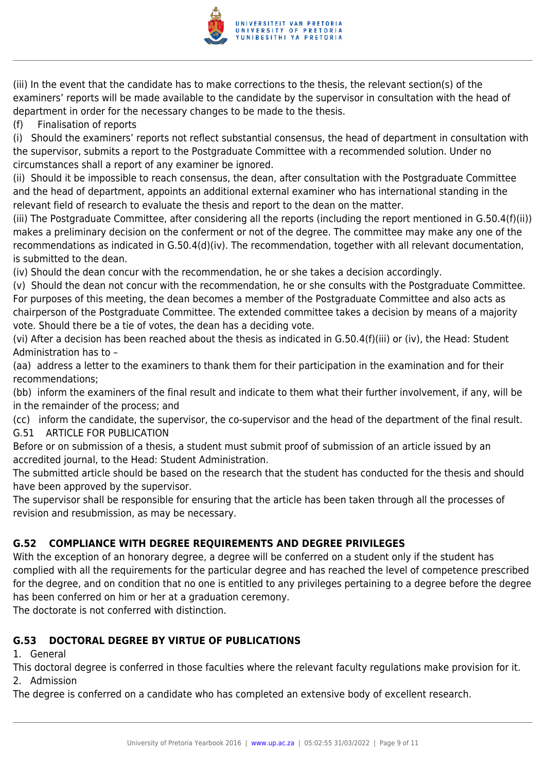(iii) In the event that the candidate has to make corrections to the thesis, the relevant section(s) of the examiners' reports will be made available to the candidate by the supervisor in consultation with the head of department in order for the necessary changes to be made to the thesis.

(f) Finalisation of reports

(i) Should the examiners' reports not reflect substantial consensus, the head of department in consultation with the supervisor, submits a report to the Postgraduate Committee with a recommended solution. Under no circumstances shall a report of any examiner be ignored.

(ii) Should it be impossible to reach consensus, the dean, after consultation with the Postgraduate Committee and the head of department, appoints an additional external examiner who has international standing in the relevant field of research to evaluate the thesis and report to the dean on the matter.

(iii) The Postgraduate Committee, after considering all the reports (including the report mentioned in G.50.4(f)(ii)) makes a preliminary decision on the conferment or not of the degree. The committee may make any one of the recommendations as indicated in G.50.4(d)(iv). The recommendation, together with all relevant documentation, is submitted to the dean.

(iv) Should the dean concur with the recommendation, he or she takes a decision accordingly.

(v) Should the dean not concur with the recommendation, he or she consults with the Postgraduate Committee. For purposes of this meeting, the dean becomes a member of the Postgraduate Committee and also acts as chairperson of the Postgraduate Committee. The extended committee takes a decision by means of a majority vote. Should there be a tie of votes, the dean has a deciding vote.

(vi) After a decision has been reached about the thesis as indicated in G.50.4(f)(iii) or (iv), the Head: Student Administration has to –

(aa) address a letter to the examiners to thank them for their participation in the examination and for their recommendations;

(bb) inform the examiners of the final result and indicate to them what their further involvement, if any, will be in the remainder of the process; and

(cc) inform the candidate, the supervisor, the co-supervisor and the head of the department of the final result.

G.51 ARTICLE FOR PUBLICATION

Before or on submission of a thesis, a student must submit proof of submission of an article issued by an accredited journal, to the Head: Student Administration.

The submitted article should be based on the research that the student has conducted for the thesis and should have been approved by the supervisor.

The supervisor shall be responsible for ensuring that the article has been taken through all the processes of revision and resubmission, as may be necessary.

## G.52 COMPLIANCE WITH DEGREE REQUIREMENTS AND DEGREE PRIVILEGES

With the exception of an honorary degree, a degree will be conferred on a student only if the student has complied with all the requirements for the particular degree and has reached the level of competence prescribed for the degree, and on condition that no one is entitled to any privileges pertaining to a degree before the degree has been conferred on him or her at a graduation ceremony.

The doctorate is not conferred with distinction.

## G.53 DOCTORAL DEGREE BY VIRTUE OF PUBLICATIONS

1. General

This doctoral degree is conferred in those faculties where the relevant faculty regulations make provision for it.

2. Admission

The degree is conferred on a candidate who has completed an extensive body of excellent research.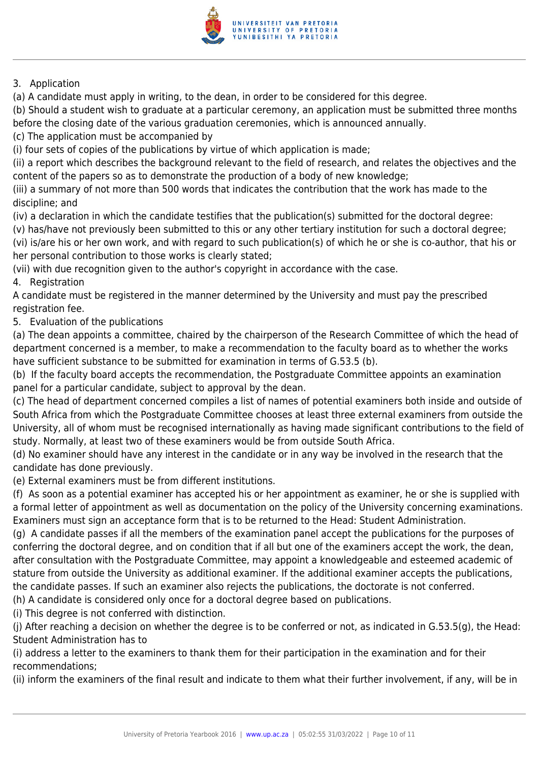3. Application

(a) A candidate must apply in writing, to the dean, in order to be considered for this degree.

(b) Should a student wish to graduate at a particular ceremony, an application must be submitted three months before the closing date of the various graduation ceremonies, which is announced annually.

(c) The application must be accompanied by

(i) four sets of copies of the publications by virtue of which application is made;

(ii) a report which describes the background relevant to the field of research, and relates the objectives and the content of the papers so as to demonstrate the production of a body of new knowledge;

(iii) a summary of not more than 500 words that indicates the contribution that the work has made to the discipline; and

(iv) a declaration in which the candidate testifies that the publication(s) submitted for the doctoral degree:

(v) has/have not previously been submitted to this or any other tertiary institution for such a doctoral degree;

(vi) is/are his or her own work, and with regard to such publication(s) of which he or she is co-author, that his or her personal contribution to those works is clearly stated;

(vii) with due recognition given to the author's copyright in accordance with the case.

4. Registration

A candidate must be registered in the manner determined by the University and must pay the prescribed registration fee.

5. Evaluation of the publications

(a) The dean appoints a committee, chaired by the chairperson of the Research Committee of which the head of department concerned is a member, to make a recommendation to the faculty board as to whether the works have sufficient substance to be submitted for examination in terms of G.53.5 (b).

(b) If the faculty board accepts the recommendation, the Postgraduate Committee appoints an examination panel for a particular candidate, subject to approval by the dean.

(c) The head of department concerned compiles a list of names of potential examiners both inside and outside of South Africa from which the Postgraduate Committee chooses at least three external examiners from outside the University, all of whom must be recognised internationally as having made significant contributions to the field of study. Normally, at least two of these examiners would be from outside South Africa.

(d) No examiner should have any interest in the candidate or in any way be involved in the research that the candidate has done previously.

(e) External examiners must be from different institutions.

(f) As soon as a potential examiner has accepted his or her appointment as examiner, he or she is supplied with a formal letter of appointment as well as documentation on the policy of the University concerning examinations. Examiners must sign an acceptance form that is to be returned to the Head: Student Administration.

(g) A candidate passes if all the members of the examination panel accept the publications for the purposes of conferring the doctoral degree, and on condition that if all but one of the examiners accept the work, the dean, after consultation with the Postgraduate Committee, may appoint a knowledgeable and esteemed academic of stature from outside the University as additional examiner. If the additional examiner accepts the publications, the candidate passes. If such an examiner also rejects the publications, the doctorate is not conferred.

(h) A candidate is considered only once for a doctoral degree based on publications.

(i) This degree is not conferred with distinction.

(j) After reaching a decision on whether the degree is to be conferred or not, as indicated in G.53.5(g), the Head: Student Administration has to

(i) address a letter to the examiners to thank them for their participation in the examination and for their recommendations;

(ii) inform the examiners of the final result and indicate to them what their further involvement, if any, will be in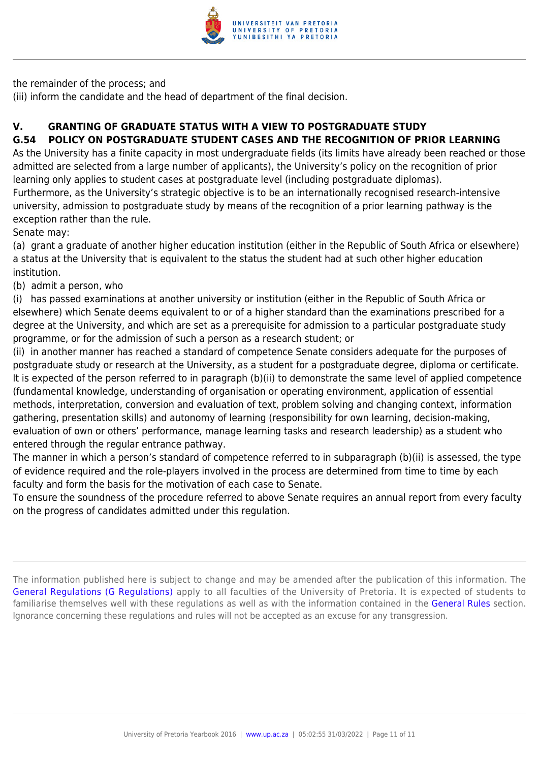the remainder of the process; and

(iii) inform the candidate and the head of department of the final decision.

## V. GRANTING OF GRADUATE STATUS WITH A VIEW TO POSTGRADUATE STUDY

## G.54 POLICY ON POSTGRADUATE STUDENT CASES AND THE RECOGNITION OF PRIOR LEARNING

As the University has a finite capacity in most undergraduate fields (its limits have already been reached or those admitted are selected from a large number of applicants), the University's policy on the recognition of prior learning only applies to student cases at postgraduate level (including postgraduate diplomas).

Furthermore, as the University's strategic objective is to be an internationally recognised research-intensive university, admission to postgraduate study by means of the recognition of a prior learning pathway is the exception rather than the rule.

Senate may:

(a) grant a graduate of another higher education institution (either in the Republic of South Africa or elsewhere) a status at the University that is equivalent to the status the student had at such other higher education institution.

(b) admit a person, who

(i) has passed examinations at another university or institution (either in the Republic of South Africa or elsewhere) which Senate deems equivalent to or of a higher standard than the examinations prescribed for a degree at the University, and which are set as a prerequisite for admission to a particular postgraduate study programme, or for the admission of such a person as a research student; or

(ii) in another manner has reached a standard of competence Senate considers adequate for the purposes of postgraduate study or research at the University, as a student for a postgraduate degree, diploma or certificate.

It is expected of the person referred to in paragraph (b)(ii) to demonstrate the same level of applied competence (fundamental knowledge, understanding of organisation or operating environment, application of essential methods, interpretation, conversion and evaluation of text, problem solving and changing context, information gathering, presentation skills) and autonomy of learning (responsibility for own learning, decision-making, evaluation of own or others' performance, manage learning tasks and research leadership) as a student who entered through the regular entrance pathway.

The manner in which a person's standard of competence referred to in subparagraph (b)(ii) is assessed, the type of evidence required and the role-players involved in the process are determined from time to time by each faculty and form the basis for the motivation of each case to Senate.

To ensure the soundness of the procedure referred to above Senate requires an annual report from every faculty on the progress of candidates admitted under this regulation.

The information published here is subject to change and may be amended after the publication of this information. The General Regulations (G Regulations) apply to all faculties of the University of Pretoria. It is expected of students to familiarise themselves well with these regulations as well as with the information contained in the General Rules section. Ignorance concerning these regulations and rules will not be accepted as an excuse for any transgression.